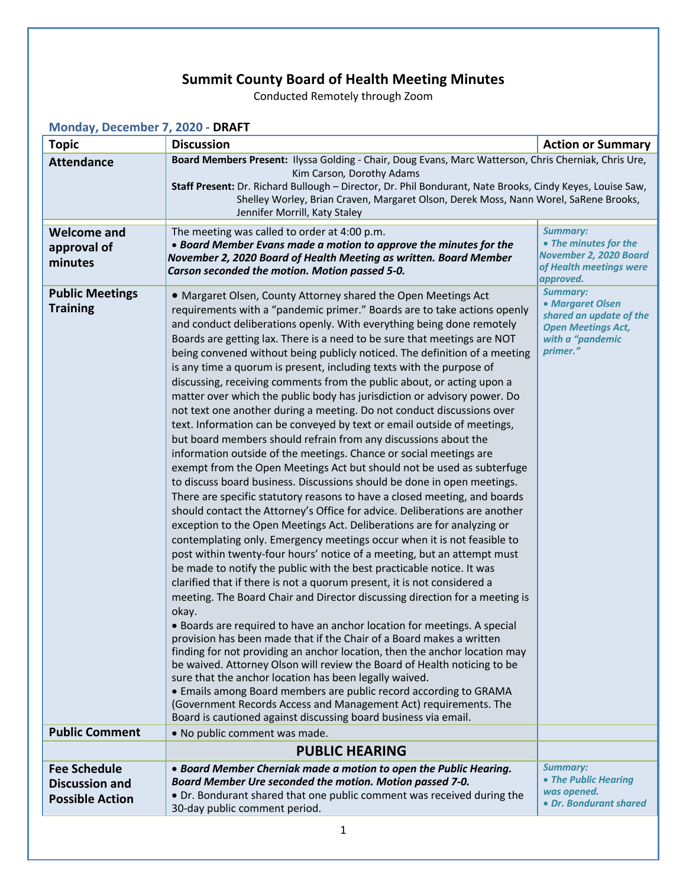# Summit County Board of Health Meeting Minutes

Conducted Remotely through Zoom

### Monday, December 7, 2020 - DRAFT

| Topic | Discussion | Action or Summary |
|---|---|---|
| **Attendance** | **Board Members Present:** Ilyssa Golding - Chair, Doug Evans, Marc Watterson, Chris Cherniak, Chris Ure, Kim Carson, Dorothy Adams<br>**Staff Present:** Dr. Richard Bullough – Director, Dr. Phil Bondurant, Nate Brooks, Cindy Keyes, Louise Saw, Shelley Worley, Brian Craven, Margaret Olson, Derek Moss, Nann Worel, SaRene Brooks, Jennifer Morrill, Katy Staley | |
| **Welcome and approval of minutes** | The meeting was called to order at 4:00 p.m.<br>***• Board Member Evans made a motion to approve the minutes for the November 2, 2020 Board of Health Meeting as written. Board Member Carson seconded the motion. Motion passed 5-0.*** | ***Summary:***<br>***• The minutes for the November 2, 2020 Board of Health meetings were approved.*** |
| **Public Meetings Training** | • Margaret Olsen, County Attorney shared the Open Meetings Act requirements with a "pandemic primer." Boards are to take actions openly and conduct deliberations openly. With everything being done remotely Boards are getting lax. There is a need to be sure that meetings are NOT being convened without being publicly noticed. The definition of a meeting is any time a quorum is present, including texts with the purpose of discussing, receiving comments from the public about, or acting upon a matter over which the public body has jurisdiction or advisory power. Do not text one another during a meeting. Do not conduct discussions over text. Information can be conveyed by text or email outside of meetings, but board members should refrain from any discussions about the information outside of the meetings. Chance or social meetings are exempt from the Open Meetings Act but should not be used as subterfuge to discuss board business. Discussions should be done in open meetings. There are specific statutory reasons to have a closed meeting, and boards should contact the Attorney's Office for advice. Deliberations are another exception to the Open Meetings Act. Deliberations are for analyzing or contemplating only. Emergency meetings occur when it is not feasible to post within twenty-four hours' notice of a meeting, but an attempt must be made to notify the public with the best practicable notice. It was clarified that if there is not a quorum present, it is not considered a meeting. The Board Chair and Director discussing direction for a meeting is okay.<br>• Boards are required to have an anchor location for meetings. A special provision has been made that if the Chair of a Board makes a written finding for not providing an anchor location, then the anchor location may be waived. Attorney Olson will review the Board of Health noticing to be sure that the anchor location has been legally waived.<br>• Emails among Board members are public record according to GRAMA (Government Records Access and Management Act) requirements. The Board is cautioned against discussing board business via email. | ***Summary:***<br>***• Margaret Olsen shared an update of the Open Meetings Act, with a "pandemic primer."*** |
| **Public Comment** | • No public comment was made. | |
| | **PUBLIC HEARING** | |
| **Fee Schedule Discussion and Possible Action** | ***• Board Member Cherniak made a motion to open the Public Hearing. Board Member Ure seconded the motion. Motion passed 7-0.***<br>• Dr. Bondurant shared that one public comment was received during the 30-day public comment period. | ***Summary:***<br>***• The Public Hearing was opened.***<br>***• Dr. Bondurant shared*** |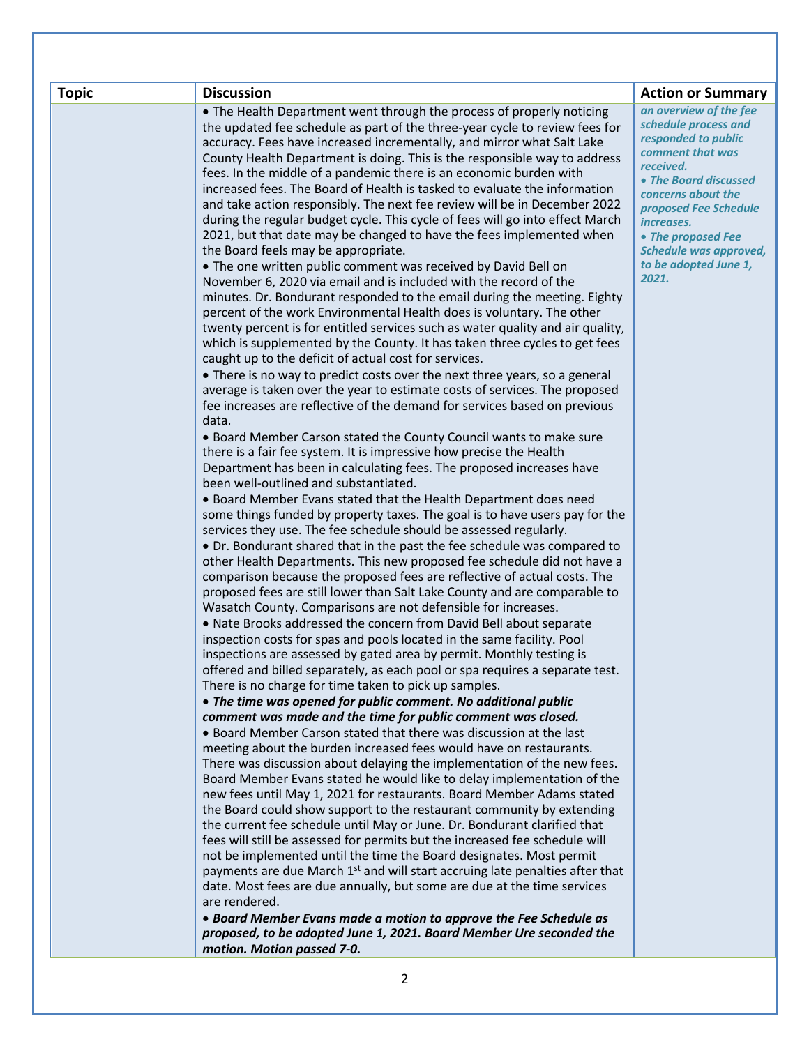| Topic | Discussion | Action or Summary |
|---|---|---|
| | • The Health Department went through the process of properly noticing the updated fee schedule as part of the three-year cycle to review fees for accuracy. Fees have increased incrementally, and mirror what Salt Lake County Health Department is doing. This is the responsible way to address fees. In the middle of a pandemic there is an economic burden with increased fees. The Board of Health is tasked to evaluate the information and take action responsibly. The next fee review will be in December 2022 during the regular budget cycle. This cycle of fees will go into effect March 2021, but that date may be changed to have the fees implemented when the Board feels may be appropriate.<br>• The one written public comment was received by David Bell on November 6, 2020 via email and is included with the record of the minutes. Dr. Bondurant responded to the email during the meeting. Eighty percent of the work Environmental Health does is voluntary. The other twenty percent is for entitled services such as water quality and air quality, which is supplemented by the County. It has taken three cycles to get fees caught up to the deficit of actual cost for services.<br>• There is no way to predict costs over the next three years, so a general average is taken over the year to estimate costs of services. The proposed fee increases are reflective of the demand for services based on previous data.<br>• Board Member Carson stated the County Council wants to make sure there is a fair fee system. It is impressive how precise the Health Department has been in calculating fees. The proposed increases have been well-outlined and substantiated.<br>• Board Member Evans stated that the Health Department does need some things funded by property taxes. The goal is to have users pay for the services they use. The fee schedule should be assessed regularly.<br>• Dr. Bondurant shared that in the past the fee schedule was compared to other Health Departments. This new proposed fee schedule did not have a comparison because the proposed fees are reflective of actual costs. The proposed fees are still lower than Salt Lake County and are comparable to Wasatch County. Comparisons are not defensible for increases.<br>• Nate Brooks addressed the concern from David Bell about separate inspection costs for spas and pools located in the same facility. Pool inspections are assessed by gated area by permit. Monthly testing is offered and billed separately, as each pool or spa requires a separate test. There is no charge for time taken to pick up samples.<br>• ***The time was opened for public comment. No additional public comment was made and the time for public comment was closed.***<br>• Board Member Carson stated that there was discussion at the last meeting about the burden increased fees would have on restaurants. There was discussion about delaying the implementation of the new fees. Board Member Evans stated he would like to delay implementation of the new fees until May 1, 2021 for restaurants. Board Member Adams stated the Board could show support to the restaurant community by extending the current fee schedule until May or June. Dr. Bondurant clarified that fees will still be assessed for permits but the increased fee schedule will not be implemented until the time the Board designates. Most permit payments are due March 1st and will start accruing late penalties after that date. Most fees are due annually, but some are due at the time services are rendered.<br>• ***Board Member Evans made a motion to approve the Fee Schedule as proposed, to be adopted June 1, 2021. Board Member Ure seconded the motion. Motion passed 7-0.*** | ***an overview of the fee schedule process and responded to public comment that was received.***<br>***• The Board discussed concerns about the proposed Fee Schedule increases.***<br>***• The proposed Fee Schedule was approved, to be adopted June 1, 2021.*** |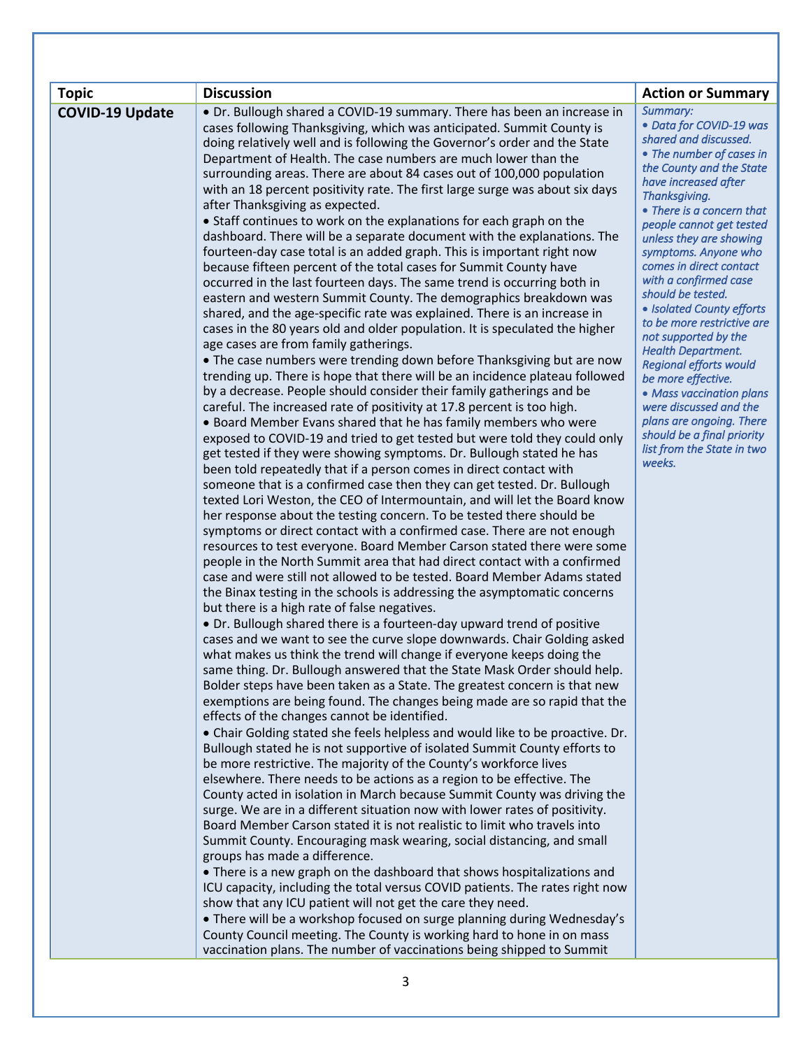| Topic | Discussion | Action or Summary |
|---|---|---|
| **COVID-19 Update** | • Dr. Bullough shared a COVID-19 summary. There has been an increase in cases following Thanksgiving, which was anticipated. Summit County is doing relatively well and is following the Governor's order and the State Department of Health. The case numbers are much lower than the surrounding areas. There are about 84 cases out of 100,000 population with an 18 percent positivity rate. The first large surge was about six days after Thanksgiving as expected.<br>• Staff continues to work on the explanations for each graph on the dashboard. There will be a separate document with the explanations. The fourteen-day case total is an added graph. This is important right now because fifteen percent of the total cases for Summit County have occurred in the last fourteen days. The same trend is occurring both in eastern and western Summit County. The demographics breakdown was shared, and the age-specific rate was explained. There is an increase in cases in the 80 years old and older population. It is speculated the higher age cases are from family gatherings.<br>• The case numbers were trending down before Thanksgiving but are now trending up. There is hope that there will be an incidence plateau followed by a decrease. People should consider their family gatherings and be careful. The increased rate of positivity at 17.8 percent is too high.<br>• Board Member Evans shared that he has family members who were exposed to COVID-19 and tried to get tested but were told they could only get tested if they were showing symptoms. Dr. Bullough stated he has been told repeatedly that if a person comes in direct contact with someone that is a confirmed case then they can get tested. Dr. Bullough texted Lori Weston, the CEO of Intermountain, and will let the Board know her response about the testing concern. To be tested there should be symptoms or direct contact with a confirmed case. There are not enough resources to test everyone. Board Member Carson stated there were some people in the North Summit area that had direct contact with a confirmed case and were still not allowed to be tested. Board Member Adams stated the Binax testing in the schools is addressing the asymptomatic concerns but there is a high rate of false negatives.<br>• Dr. Bullough shared there is a fourteen-day upward trend of positive cases and we want to see the curve slope downwards. Chair Golding asked what makes us think the trend will change if everyone keeps doing the same thing. Dr. Bullough answered that the State Mask Order should help. Bolder steps have been taken as a State. The greatest concern is that new exemptions are being found. The changes being made are so rapid that the effects of the changes cannot be identified.<br>• Chair Golding stated she feels helpless and would like to be proactive. Dr. Bullough stated he is not supportive of isolated Summit County efforts to be more restrictive. The majority of the County's workforce lives elsewhere. There needs to be actions as a region to be effective. The County acted in isolation in March because Summit County was driving the surge. We are in a different situation now with lower rates of positivity. Board Member Carson stated it is not realistic to limit who travels into Summit County. Encouraging mask wearing, social distancing, and small groups has made a difference.<br>• There is a new graph on the dashboard that shows hospitalizations and ICU capacity, including the total versus COVID patients. The rates right now show that any ICU patient will not get the care they need.<br>• There will be a workshop focused on surge planning during Wednesday's County Council meeting. The County is working hard to hone in on mass vaccination plans. The number of vaccinations being shipped to Summit | *Summary:*<br>*• Data for COVID-19 was shared and discussed.*<br>*• The number of cases in the County and the State have increased after Thanksgiving.*<br>*• There is a concern that people cannot get tested unless they are showing symptoms. Anyone who comes in direct contact with a confirmed case should be tested.*<br>*• Isolated County efforts to be more restrictive are not supported by the Health Department. Regional efforts would be more effective.*<br>*• Mass vaccination plans were discussed and the plans are ongoing. There should be a final priority list from the State in two weeks.* |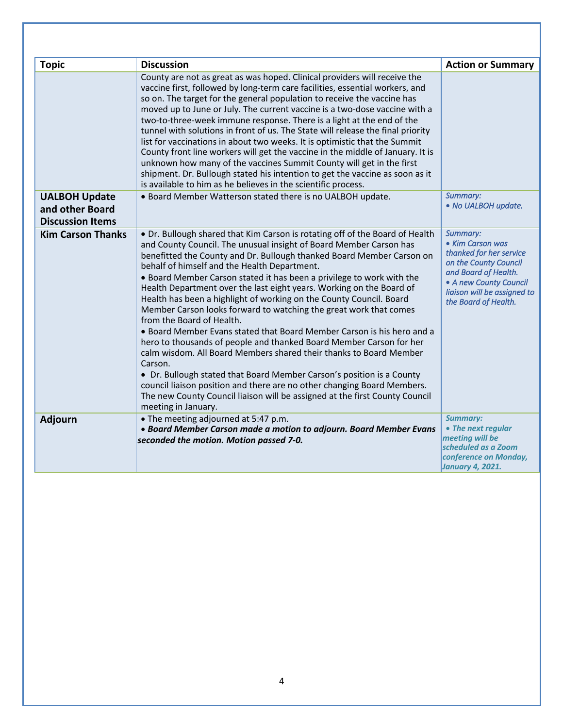| Topic | Discussion | Action or Summary |
|---|---|---|
| | County are not as great as was hoped. Clinical providers will receive the vaccine first, followed by long-term care facilities, essential workers, and so on. The target for the general population to receive the vaccine has moved up to June or July. The current vaccine is a two-dose vaccine with a two-to-three-week immune response. There is a light at the end of the tunnel with solutions in front of us. The State will release the final priority list for vaccinations in about two weeks. It is optimistic that the Summit County front line workers will get the vaccine in the middle of January. It is unknown how many of the vaccines Summit County will get in the first shipment. Dr. Bullough stated his intention to get the vaccine as soon as it is available to him as he believes in the scientific process. | |
| **UALBOH Update and other Board Discussion Items** | • Board Member Watterson stated there is no UALBOH update. | *Summary:*<br>*• No UALBOH update.* |
| **Kim Carson Thanks** | • Dr. Bullough shared that Kim Carson is rotating off of the Board of Health and County Council. The unusual insight of Board Member Carson has benefitted the County and Dr. Bullough thanked Board Member Carson on behalf of himself and the Health Department.<br>• Board Member Carson stated it has been a privilege to work with the Health Department over the last eight years. Working on the Board of Health has been a highlight of working on the County Council. Board Member Carson looks forward to watching the great work that comes from the Board of Health.<br>• Board Member Evans stated that Board Member Carson is his hero and a hero to thousands of people and thanked Board Member Carson for her calm wisdom. All Board Members shared their thanks to Board Member Carson.<br>• Dr. Bullough stated that Board Member Carson's position is a County council liaison position and there are no other changing Board Members. The new County Council liaison will be assigned at the first County Council meeting in January. | *Summary:*<br>*• Kim Carson was thanked for her service on the County Council and Board of Health.*<br>*• A new County Council liaison will be assigned to the Board of Health.* |
| **Adjourn** | • The meeting adjourned at 5:47 p.m.<br>***• Board Member Carson made a motion to adjourn. Board Member Evans seconded the motion. Motion passed 7-0.*** | ***Summary:***<br>***• The next regular meeting will be scheduled as a Zoom conference on Monday, January 4, 2021.*** |